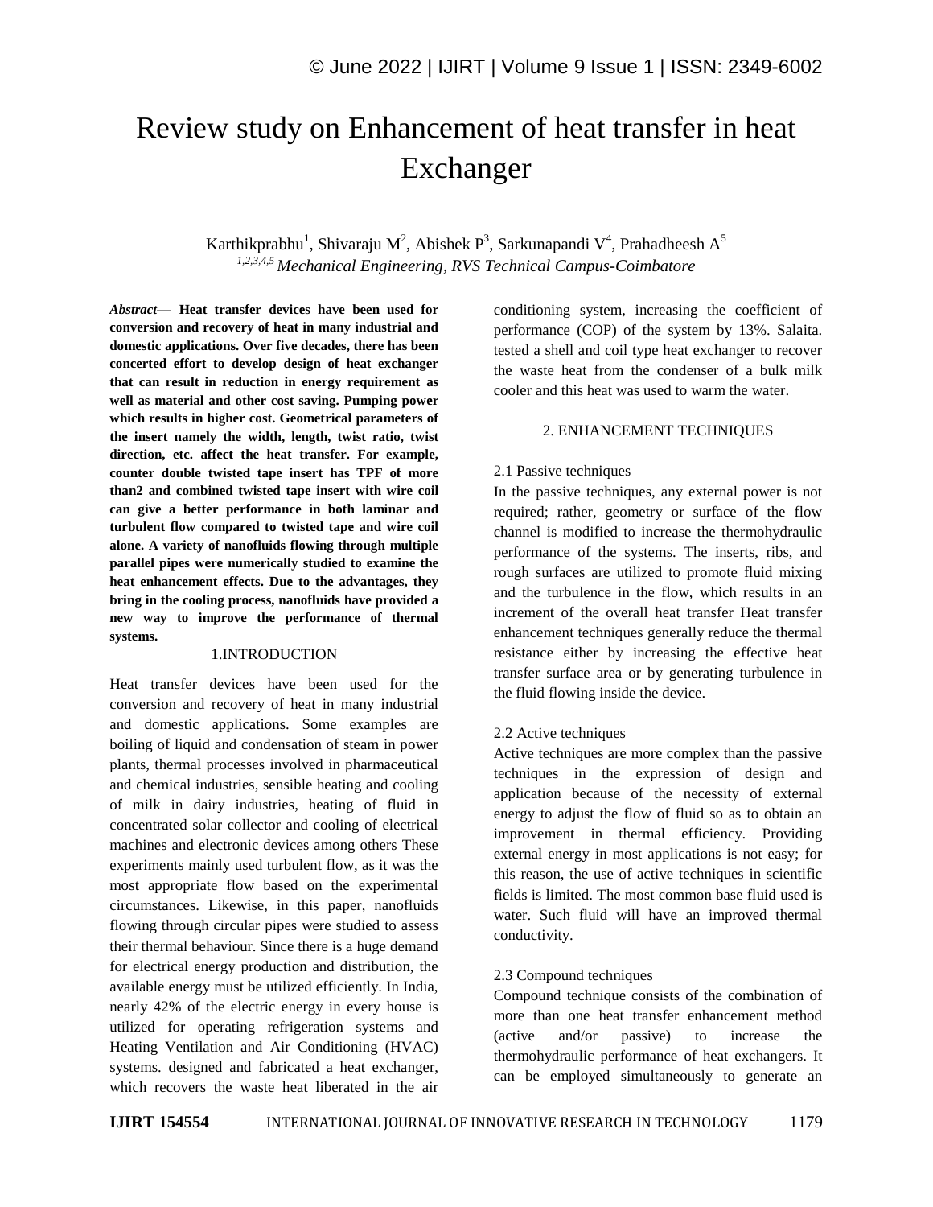# Review study on Enhancement of heat transfer in heat Exchanger

Karthikprabhu[1], Shivaraju M[2], Abishek P[3], Sarkunapandi V[4], Prahadheesh A[5]

[1,2,3,4,5] *Mechanical Engineering, RVS Technical Campus-Coimbatore*

***Abstract*— Heat transfer devices have been used for conversion and recovery of heat in many industrial and domestic applications. Over five decades, there has been concerted effort to develop design of heat exchanger that can result in reduction in energy requirement as well as material and other cost saving. Pumping power which results in higher cost. Geometrical parameters of the insert namely the width, length, twist ratio, twist direction, etc. affect the heat transfer. For example, counter double twisted tape insert has TPF of more than2 and combined twisted tape insert with wire coil can give a better performance in both laminar and turbulent flow compared to twisted tape and wire coil alone. A variety of nanofluids flowing through multiple parallel pipes were numerically studied to examine the heat enhancement effects. Due to the advantages, they bring in the cooling process, nanofluids have provided a new way to improve the performance of thermal systems.**

## 1.INTRODUCTION

Heat transfer devices have been used for the conversion and recovery of heat in many industrial and domestic applications. Some examples are boiling of liquid and condensation of steam in power plants, thermal processes involved in pharmaceutical and chemical industries, sensible heating and cooling of milk in dairy industries, heating of fluid in concentrated solar collector and cooling of electrical machines and electronic devices among others These experiments mainly used turbulent flow, as it was the most appropriate flow based on the experimental circumstances. Likewise, in this paper, nanofluids flowing through circular pipes were studied to assess their thermal behaviour. Since there is a huge demand for electrical energy production and distribution, the available energy must be utilized efficiently. In India, nearly 42% of the electric energy in every house is utilized for operating refrigeration systems and Heating Ventilation and Air Conditioning (HVAC) systems. designed and fabricated a heat exchanger, which recovers the waste heat liberated in the air conditioning system, increasing the coefficient of performance (COP) of the system by 13%. Salaita. tested a shell and coil type heat exchanger to recover the waste heat from the condenser of a bulk milk cooler and this heat was used to warm the water.

## 2. ENHANCEMENT TECHNIQUES

### 2.1 Passive techniques

In the passive techniques, any external power is not required; rather, geometry or surface of the flow channel is modified to increase the thermohydraulic performance of the systems. The inserts, ribs, and rough surfaces are utilized to promote fluid mixing and the turbulence in the flow, which results in an increment of the overall heat transfer Heat transfer enhancement techniques generally reduce the thermal resistance either by increasing the effective heat transfer surface area or by generating turbulence in the fluid flowing inside the device.

### 2.2 Active techniques

Active techniques are more complex than the passive techniques in the expression of design and application because of the necessity of external energy to adjust the flow of fluid so as to obtain an improvement in thermal efficiency. Providing external energy in most applications is not easy; for this reason, the use of active techniques in scientific fields is limited. The most common base fluid used is water. Such fluid will have an improved thermal conductivity.

### 2.3 Compound techniques

Compound technique consists of the combination of more than one heat transfer enhancement method (active and/or passive) to increase the thermohydraulic performance of heat exchangers. It can be employed simultaneously to generate an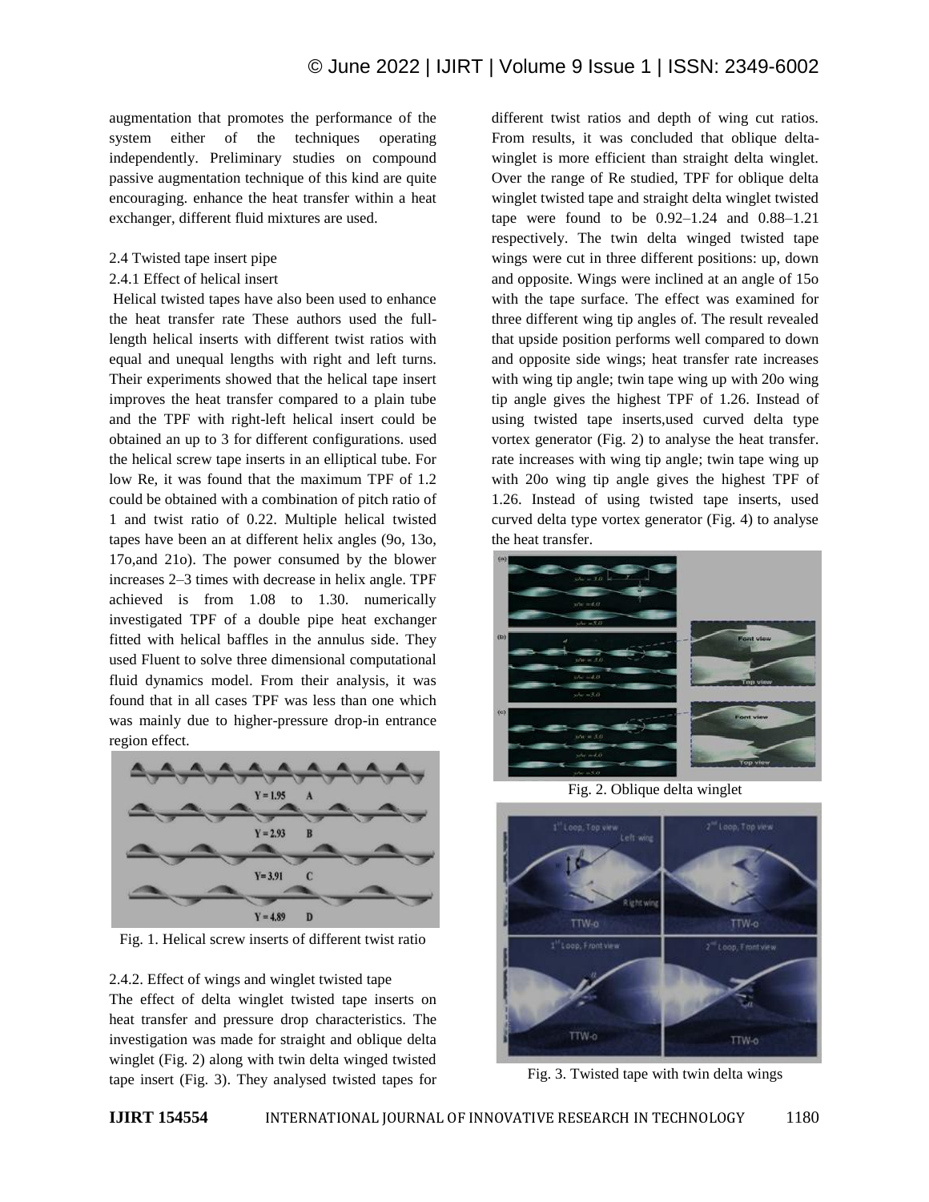augmentation that promotes the performance of the system either of the techniques operating independently. Preliminary studies on compound passive augmentation technique of this kind are quite encouraging. enhance the heat transfer within a heat exchanger, different fluid mixtures are used.

### 2.4 Twisted tape insert pipe

#### 2.4.1 Effect of helical insert

Helical twisted tapes have also been used to enhance the heat transfer rate These authors used the full-length helical inserts with different twist ratios with equal and unequal lengths with right and left turns. Their experiments showed that the helical tape insert improves the heat transfer compared to a plain tube and the TPF with right-left helical insert could be obtained an up to 3 for different configurations. used the helical screw tape inserts in an elliptical tube. For low Re, it was found that the maximum TPF of 1.2 could be obtained with a combination of pitch ratio of 1 and twist ratio of 0.22. Multiple helical twisted tapes have been an at different helix angles (9o, 13o, 17o,and 21o). The power consumed by the blower increases 2–3 times with decrease in helix angle. TPF achieved is from 1.08 to 1.30. numerically investigated TPF of a double pipe heat exchanger fitted with helical baffles in the annulus side. They used Fluent to solve three dimensional computational fluid dynamics model. From their analysis, it was found that in all cases TPF was less than one which was mainly due to higher-pressure drop-in entrance region effect.

Fig. 1. Helical screw inserts of different twist ratio

#### 2.4.2. Effect of wings and winglet twisted tape

The effect of delta winglet twisted tape inserts on heat transfer and pressure drop characteristics. The investigation was made for straight and oblique delta winglet (Fig. 2) along with twin delta winged twisted tape insert (Fig. 3). They analysed twisted tapes for different twist ratios and depth of wing cut ratios. From results, it was concluded that oblique delta-winglet is more efficient than straight delta winglet. Over the range of Re studied, TPF for oblique delta winglet twisted tape and straight delta winglet twisted tape were found to be 0.92–1.24 and 0.88–1.21 respectively. The twin delta winged twisted tape wings were cut in three different positions: up, down and opposite. Wings were inclined at an angle of 15o with the tape surface. The effect was examined for three different wing tip angles of. The result revealed that upside position performs well compared to down and opposite side wings; heat transfer rate increases with wing tip angle; twin tape wing up with 20o wing tip angle gives the highest TPF of 1.26. Instead of using twisted tape inserts,used curved delta type vortex generator (Fig. 2) to analyse the heat transfer. rate increases with wing tip angle; twin tape wing up with 20o wing tip angle gives the highest TPF of 1.26. Instead of using twisted tape inserts, used curved delta type vortex generator (Fig. 4) to analyse the heat transfer.

Fig. 2. Oblique delta winglet

Fig. 3. Twisted tape with twin delta wings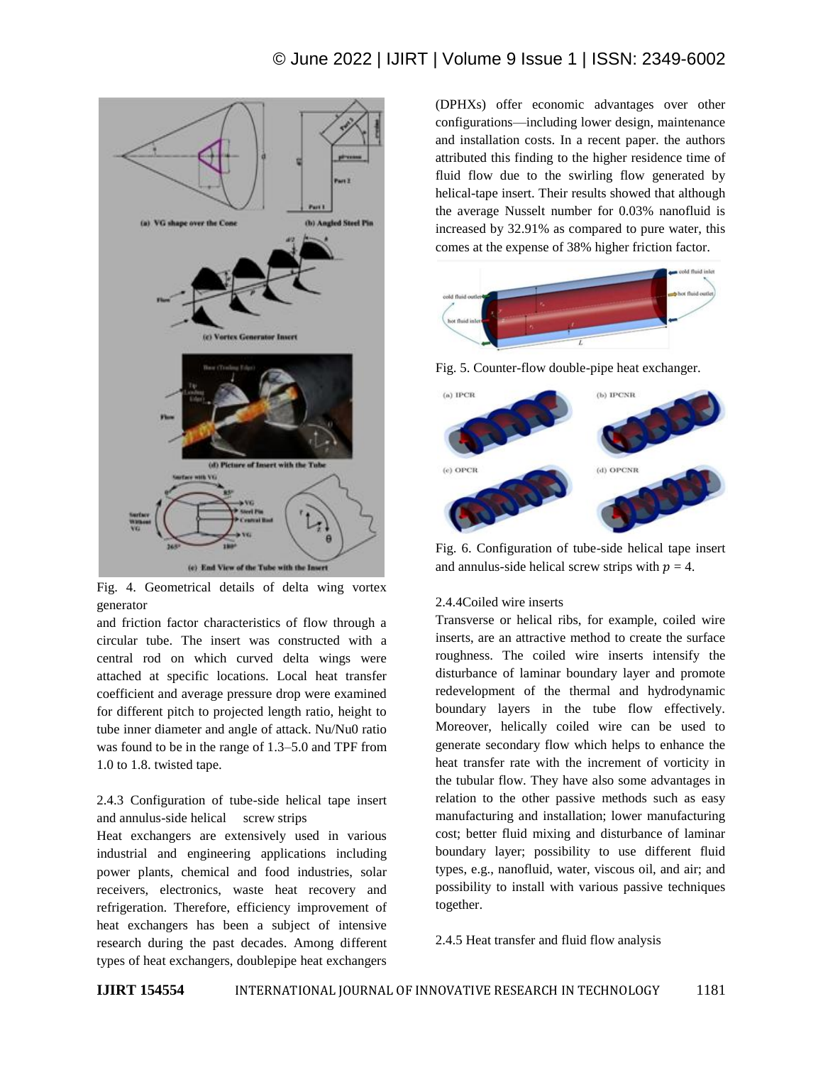Fig. 4. Geometrical details of delta wing vortex generator

and friction factor characteristics of flow through a circular tube. The insert was constructed with a central rod on which curved delta wings were attached at specific locations. Local heat transfer coefficient and average pressure drop were examined for different pitch to projected length ratio, height to tube inner diameter and angle of attack. Nu/Nu0 ratio was found to be in the range of 1.3–5.0 and TPF from 1.0 to 1.8. twisted tape.

2.4.3 Configuration of tube-side helical tape insert and annulus-side helical screw strips

Heat exchangers are extensively used in various industrial and engineering applications including power plants, chemical and food industries, solar receivers, electronics, waste heat recovery and refrigeration. Therefore, efficiency improvement of heat exchangers has been a subject of intensive research during the past decades. Among different types of heat exchangers, doublepipe heat exchangers (DPHXs) offer economic advantages over other configurations—including lower design, maintenance and installation costs. In a recent paper. the authors attributed this finding to the higher residence time of fluid flow due to the swirling flow generated by helical-tape insert. Their results showed that although the average Nusselt number for 0.03% nanofluid is increased by 32.91% as compared to pure water, this comes at the expense of 38% higher friction factor.

Fig. 5. Counter-flow double-pipe heat exchanger.

Fig. 6. Configuration of tube-side helical tape insert and annulus-side helical screw strips with $p = 4$.

2.4.4Coiled wire inserts

Transverse or helical ribs, for example, coiled wire inserts, are an attractive method to create the surface roughness. The coiled wire inserts intensify the disturbance of laminar boundary layer and promote redevelopment of the thermal and hydrodynamic boundary layers in the tube flow effectively. Moreover, helically coiled wire can be used to generate secondary flow which helps to enhance the heat transfer rate with the increment of vorticity in the tubular flow. They have also some advantages in relation to the other passive methods such as easy manufacturing and installation; lower manufacturing cost; better fluid mixing and disturbance of laminar boundary layer; possibility to use different fluid types, e.g., nanofluid, water, viscous oil, and air; and possibility to install with various passive techniques together.

2.4.5 Heat transfer and fluid flow analysis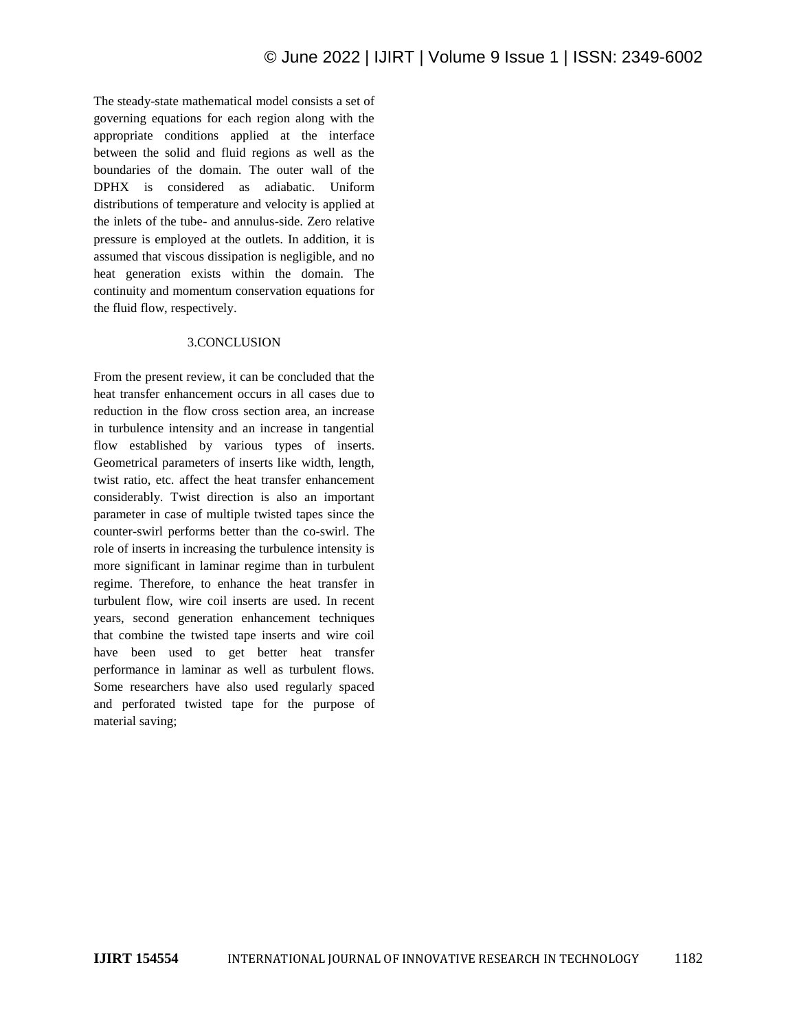The steady-state mathematical model consists a set of governing equations for each region along with the appropriate conditions applied at the interface between the solid and fluid regions as well as the boundaries of the domain. The outer wall of the DPHX is considered as adiabatic. Uniform distributions of temperature and velocity is applied at the inlets of the tube- and annulus-side. Zero relative pressure is employed at the outlets. In addition, it is assumed that viscous dissipation is negligible, and no heat generation exists within the domain. The continuity and momentum conservation equations for the fluid flow, respectively.

## 3.CONCLUSION

From the present review, it can be concluded that the heat transfer enhancement occurs in all cases due to reduction in the flow cross section area, an increase in turbulence intensity and an increase in tangential flow established by various types of inserts. Geometrical parameters of inserts like width, length, twist ratio, etc. affect the heat transfer enhancement considerably. Twist direction is also an important parameter in case of multiple twisted tapes since the counter-swirl performs better than the co-swirl. The role of inserts in increasing the turbulence intensity is more significant in laminar regime than in turbulent regime. Therefore, to enhance the heat transfer in turbulent flow, wire coil inserts are used. In recent years, second generation enhancement techniques that combine the twisted tape inserts and wire coil have been used to get better heat transfer performance in laminar as well as turbulent flows. Some researchers have also used regularly spaced and perforated twisted tape for the purpose of material saving;